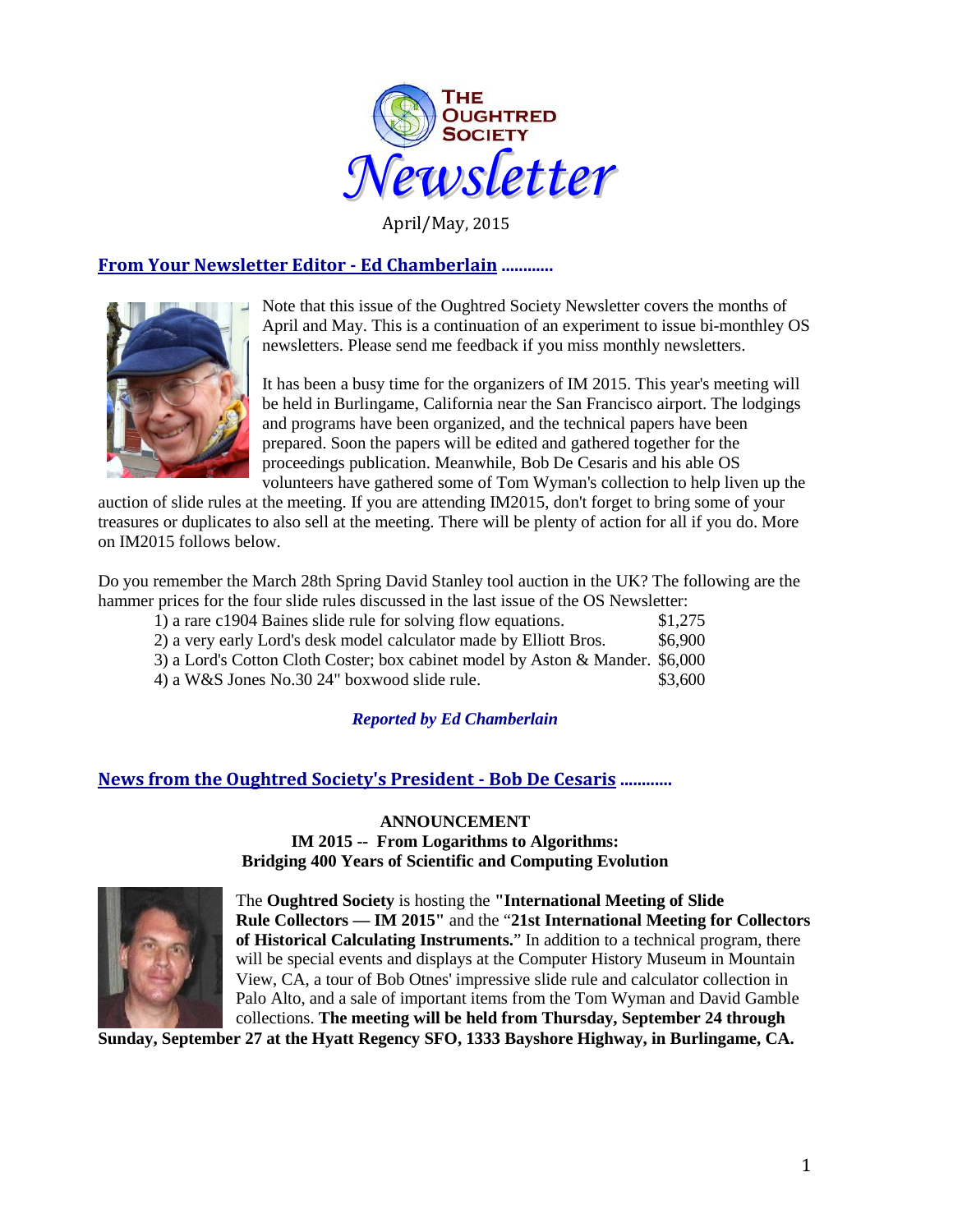# THE OUGHTRED SOCIETY *Newsletter*

April/May, 2015

## From Your Newsletter Editor - Ed Chamberlain ............

Note that this issue of the Oughtred Society Newsletter covers the months of April and May. This is a continuation of an experiment to issue bi-monthley OS newsletters. Please send me feedback if you miss monthly newsletters.

It has been a busy time for the organizers of IM 2015. This year's meeting will be held in Burlingame, California near the San Francisco airport. The lodgings and programs have been organized, and the technical papers have been prepared. Soon the papers will be edited and gathered together for the proceedings publication. Meanwhile, Bob De Cesaris and his able OS volunteers have gathered some of Tom Wyman's collection to help liven up the auction of slide rules at the meeting. If you are attending IM2015, don't forget to bring some of your treasures or duplicates to also sell at the meeting. There will be plenty of action for all if you do. More on IM2015 follows below.

Do you remember the March 28th Spring David Stanley tool auction in the UK? The following are the hammer prices for the four slide rules discussed in the last issue of the OS Newsletter:

| | |
|---|---|
| 1) a rare c1904 Baines slide rule for solving flow equations. | $1,275 |
| 2) a very early Lord's desk model calculator made by Elliott Bros. | $6,900 |
| 3) a Lord's Cotton Cloth Coster; box cabinet model by Aston & Mander. | $6,000 |
| 4) a W&S Jones No.30 24" boxwood slide rule. | $3,600 |

***Reported by Ed Chamberlain***

## News from the Oughtred Society's President - Bob De Cesaris ............

**ANNOUNCEMENT**
**IM 2015 -- From Logarithms to Algorithms:**
**Bridging 400 Years of Scientific and Computing Evolution**

The **Oughtred Society** is hosting the **"International Meeting of Slide Rule Collectors — IM 2015"** and the "**21st International Meeting for Collectors of Historical Calculating Instruments.**" In addition to a technical program, there will be special events and displays at the Computer History Museum in Mountain View, CA, a tour of Bob Otnes' impressive slide rule and calculator collection in Palo Alto, and a sale of important items from the Tom Wyman and David Gamble collections. **The meeting will be held from Thursday, September 24 through Sunday, September 27 at the Hyatt Regency SFO, 1333 Bayshore Highway, in Burlingame, CA.**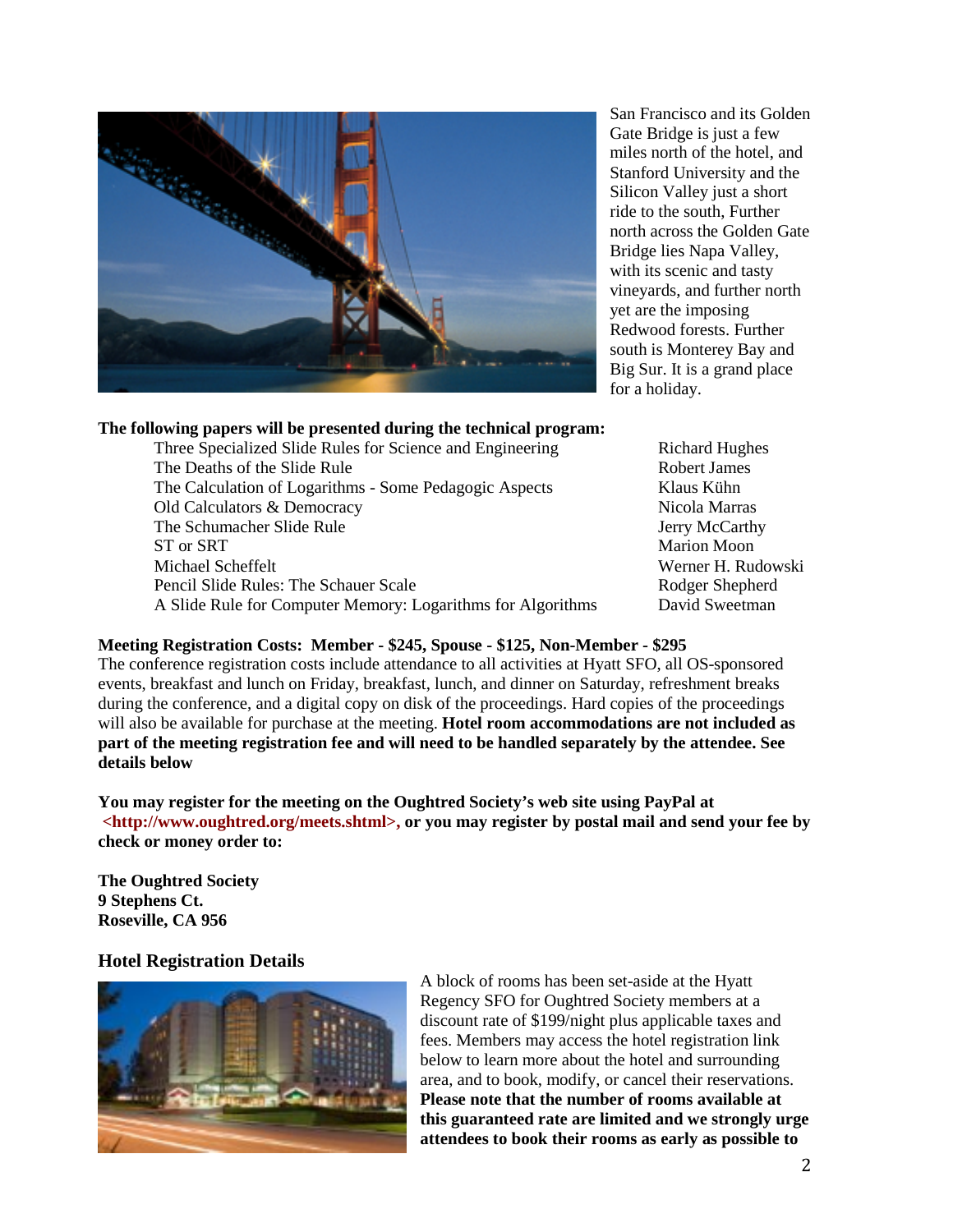San Francisco and its Golden Gate Bridge is just a few miles north of the hotel, and Stanford University and the Silicon Valley just a short ride to the south, Further north across the Golden Gate Bridge lies Napa Valley, with its scenic and tasty vineyards, and further north yet are the imposing Redwood forests. Further south is Monterey Bay and Big Sur. It is a grand place for a holiday.

**The following papers will be presented during the technical program:**

| | |
|---|---|
| Three Specialized Slide Rules for Science and Engineering | Richard Hughes |
| The Deaths of the Slide Rule | Robert James |
| The Calculation of Logarithms - Some Pedagogic Aspects | Klaus Kühn |
| Old Calculators & Democracy | Nicola Marras |
| The Schumacher Slide Rule | Jerry McCarthy |
| ST or SRT | Marion Moon |
| Michael Scheffelt | Werner H. Rudowski |
| Pencil Slide Rules: The Schauer Scale | Rodger Shepherd |
| A Slide Rule for Computer Memory: Logarithms for Algorithms | David Sweetman |

**Meeting Registration Costs: Member - $245, Spouse - $125, Non-Member - $295**

The conference registration costs include attendance to all activities at Hyatt SFO, all OS-sponsored events, breakfast and lunch on Friday, breakfast, lunch, and dinner on Saturday, refreshment breaks during the conference, and a digital copy on disk of the proceedings. Hard copies of the proceedings will also be available for purchase at the meeting. **Hotel room accommodations are not included as part of the meeting registration fee and will need to be handled separately by the attendee. See details below**

**You may register for the meeting on the Oughtred Society's web site using PayPal at <http://www.oughtred.org/meets.shtml>, or you may register by postal mail and send your fee by check or money order to:**

**The Oughtred Society**
**9 Stephens Ct.**
**Roseville, CA 956**

## Hotel Registration Details

A block of rooms has been set-aside at the Hyatt Regency SFO for Oughtred Society members at a discount rate of $199/night plus applicable taxes and fees. Members may access the hotel registration link below to learn more about the hotel and surrounding area, and to book, modify, or cancel their reservations. **Please note that the number of rooms available at this guaranteed rate are limited and we strongly urge attendees to book their rooms as early as possible to**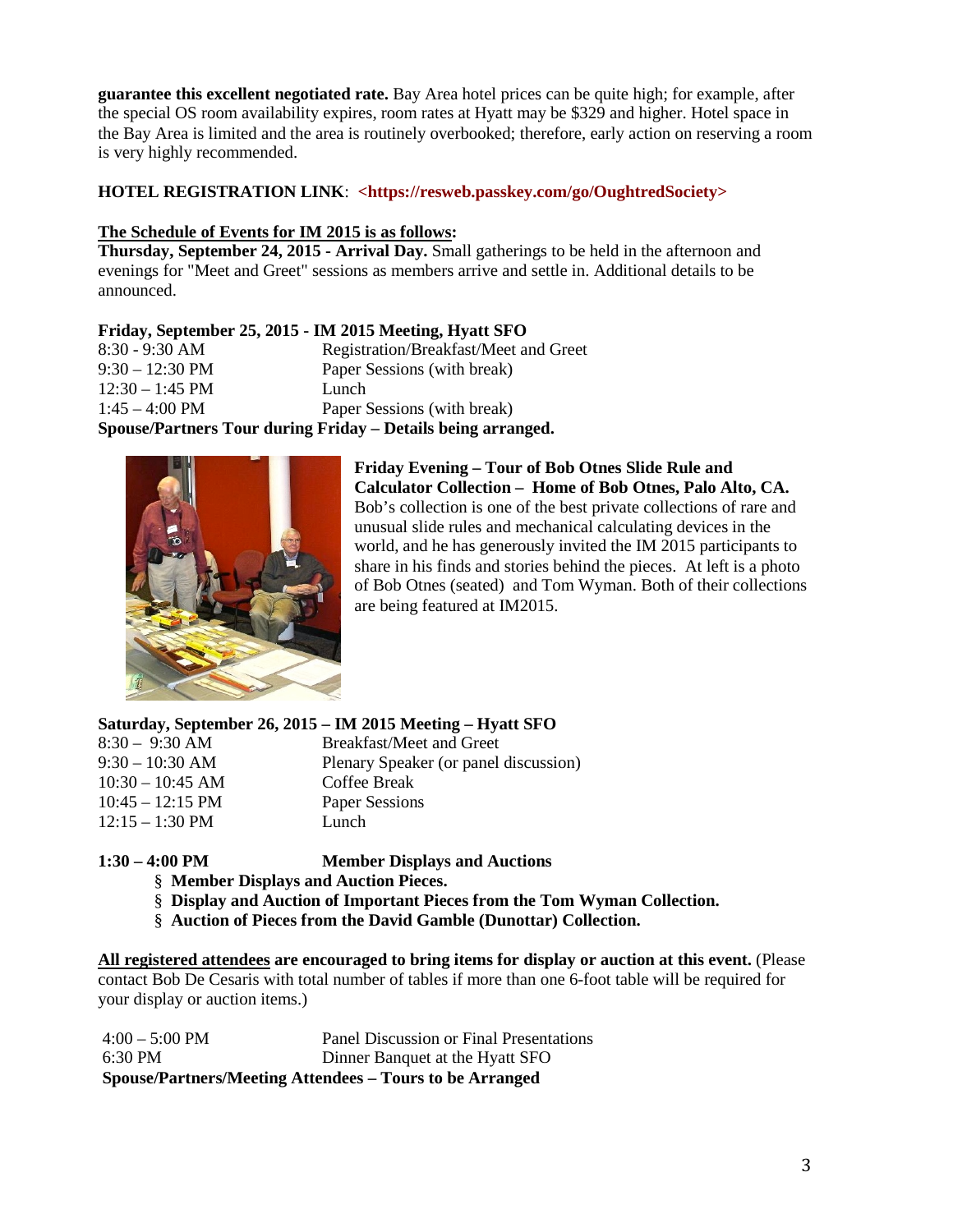**guarantee this excellent negotiated rate.** Bay Area hotel prices can be quite high; for example, after the special OS room availability expires, room rates at Hyatt may be $329 and higher. Hotel space in the Bay Area is limited and the area is routinely overbooked; therefore, early action on reserving a room is very highly recommended.

**HOTEL REGISTRATION LINK**: **<https://resweb.passkey.com/go/OughtredSociety>**

**<u>The Schedule of Events for IM 2015 is as follows</u>:**

**Thursday, September 24, 2015 - Arrival Day.** Small gatherings to be held in the afternoon and evenings for "Meet and Greet" sessions as members arrive and settle in. Additional details to be announced.

**Friday, September 25, 2015 - IM 2015 Meeting, Hyatt SFO**

| | |
|---|---|
| 8:30 - 9:30 AM | Registration/Breakfast/Meet and Greet |
| 9:30 – 12:30 PM | Paper Sessions (with break) |
| 12:30 – 1:45 PM | Lunch |
| 1:45 – 4:00 PM | Paper Sessions (with break) |

**Spouse/Partners Tour during Friday – Details being arranged.**

**Friday Evening – Tour of Bob Otnes Slide Rule and Calculator Collection – Home of Bob Otnes, Palo Alto, CA.** Bob's collection is one of the best private collections of rare and unusual slide rules and mechanical calculating devices in the world, and he has generously invited the IM 2015 participants to share in his finds and stories behind the pieces. At left is a photo of Bob Otnes (seated) and Tom Wyman. Both of their collections are being featured at IM2015.

**Saturday, September 26, 2015 – IM 2015 Meeting – Hyatt SFO**

| | |
|---|---|
| 8:30 – 9:30 AM | Breakfast/Meet and Greet |
| 9:30 – 10:30 AM | Plenary Speaker (or panel discussion) |
| 10:30 – 10:45 AM | Coffee Break |
| 10:45 – 12:15 PM | Paper Sessions |
| 12:15 – 1:30 PM | Lunch |

**1:30 – 4:00 PM Member Displays and Auctions**

- **Member Displays and Auction Pieces.**
- **Display and Auction of Important Pieces from the Tom Wyman Collection.**
- **Auction of Pieces from the David Gamble (Dunottar) Collection.**

**<u>All registered attendees</u> are encouraged to bring items for display or auction at this event.** (Please contact Bob De Cesaris with total number of tables if more than one 6-foot table will be required for your display or auction items.)

| | |
|---|---|
| 4:00 – 5:00 PM | Panel Discussion or Final Presentations |
| 6:30 PM | Dinner Banquet at the Hyatt SFO |

**Spouse/Partners/Meeting Attendees – Tours to be Arranged**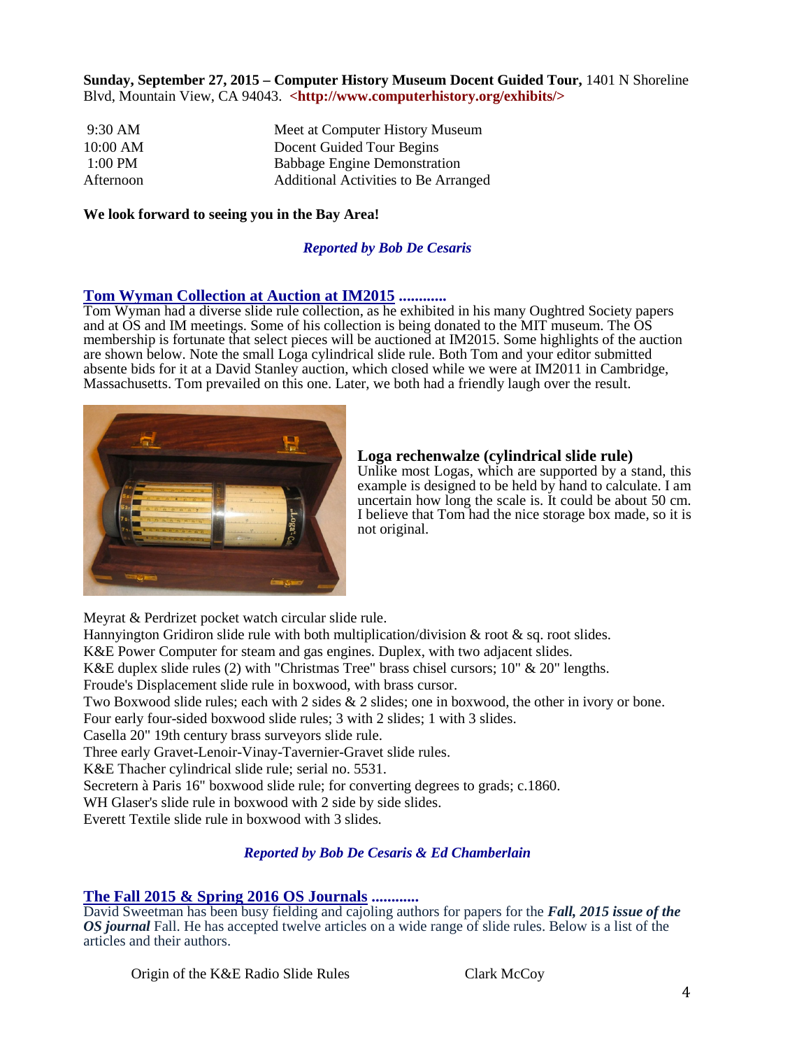**Sunday, September 27, 2015 – Computer History Museum Docent Guided Tour,** 1401 N Shoreline Blvd, Mountain View, CA 94043. **<http://www.computerhistory.org/exhibits/>**

| | |
|---|---|
| 9:30 AM | Meet at Computer History Museum |
| 10:00 AM | Docent Guided Tour Begins |
| 1:00 PM | Babbage Engine Demonstration |
| Afternoon | Additional Activities to Be Arranged |

**We look forward to seeing you in the Bay Area!**

***Reported by Bob De Cesaris***

## Tom Wyman Collection at Auction at IM2015 ............

Tom Wyman had a diverse slide rule collection, as he exhibited in his many Oughtred Society papers and at OS and IM meetings. Some of his collection is being donated to the MIT museum. The OS membership is fortunate that select pieces will be auctioned at IM2015. Some highlights of the auction are shown below. Note the small Loga cylindrical slide rule. Both Tom and your editor submitted absente bids for it at a David Stanley auction, which closed while we were at IM2011 in Cambridge, Massachusetts. Tom prevailed on this one. Later, we both had a friendly laugh over the result.

**Loga rechenwalze (cylindrical slide rule)**
Unlike most Logas, which are supported by a stand, this example is designed to be held by hand to calculate. I am uncertain how long the scale is. It could be about 50 cm. I believe that Tom had the nice storage box made, so it is not original.

Meyrat & Perdrizet pocket watch circular slide rule.
Hannyington Gridiron slide rule with both multiplication/division & root & sq. root slides.
K&E Power Computer for steam and gas engines. Duplex, with two adjacent slides.
K&E duplex slide rules (2) with "Christmas Tree" brass chisel cursors; 10" & 20" lengths.
Froude's Displacement slide rule in boxwood, with brass cursor.
Two Boxwood slide rules; each with 2 sides & 2 slides; one in boxwood, the other in ivory or bone.
Four early four-sided boxwood slide rules; 3 with 2 slides; 1 with 3 slides.
Casella 20" 19th century brass surveyors slide rule.
Three early Gravet-Lenoir-Vinay-Tavernier-Gravet slide rules.
K&E Thacher cylindrical slide rule; serial no. 5531.
Secretern à Paris 16" boxwood slide rule; for converting degrees to grads; c.1860.
WH Glaser's slide rule in boxwood with 2 side by side slides.
Everett Textile slide rule in boxwood with 3 slides.

***Reported by Bob De Cesaris & Ed Chamberlain***

## The Fall 2015 & Spring 2016 OS Journals ............

David Sweetman has been busy fielding and cajoling authors for papers for the ***Fall, 2015 issue of the OS journal*** Fall. He has accepted twelve articles on a wide range of slide rules. Below is a list of the articles and their authors.

| | |
|---|---|
| Origin of the K&E Radio Slide Rules | Clark McCoy |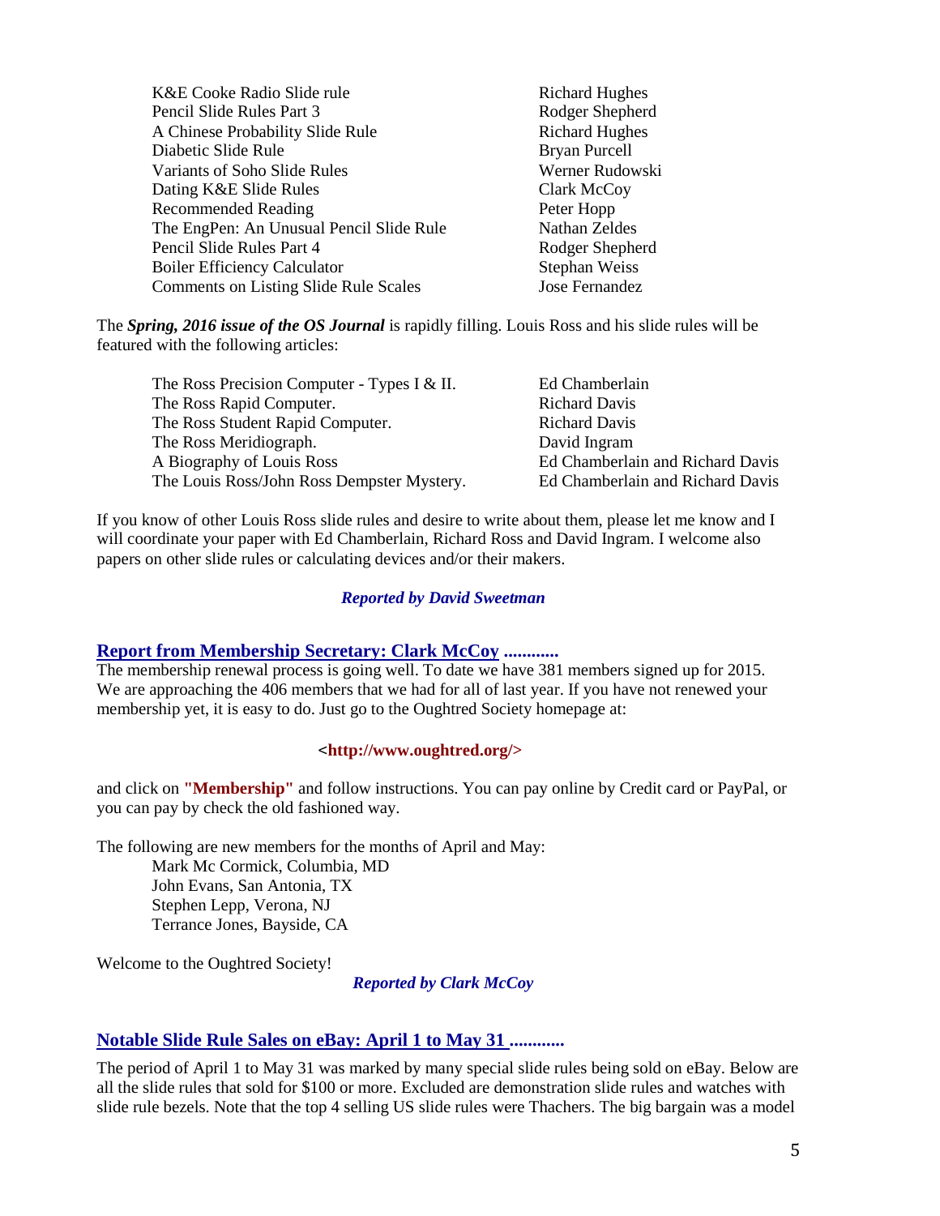| | |
|---|---|
| K&E Cooke Radio Slide rule | Richard Hughes |
| Pencil Slide Rules Part 3 | Rodger Shepherd |
| A Chinese Probability Slide Rule | Richard Hughes |
| Diabetic Slide Rule | Bryan Purcell |
| Variants of Soho Slide Rules | Werner Rudowski |
| Dating K&E Slide Rules | Clark McCoy |
| Recommended Reading | Peter Hopp |
| The EngPen: An Unusual Pencil Slide Rule | Nathan Zeldes |
| Pencil Slide Rules Part 4 | Rodger Shepherd |
| Boiler Efficiency Calculator | Stephan Weiss |
| Comments on Listing Slide Rule Scales | Jose Fernandez |

The ***Spring, 2016 issue of the OS Journal*** is rapidly filling. Louis Ross and his slide rules will be featured with the following articles:

| | |
|---|---|
| The Ross Precision Computer - Types I & II. | Ed Chamberlain |
| The Ross Rapid Computer. | Richard Davis |
| The Ross Student Rapid Computer. | Richard Davis |
| The Ross Meridiograph. | David Ingram |
| A Biography of Louis Ross | Ed Chamberlain and Richard Davis |
| The Louis Ross/John Ross Dempster Mystery. | Ed Chamberlain and Richard Davis |

If you know of other Louis Ross slide rules and desire to write about them, please let me know and I will coordinate your paper with Ed Chamberlain, Richard Ross and David Ingram. I welcome also papers on other slide rules or calculating devices and/or their makers.

***Reported by David Sweetman***

## Report from Membership Secretary: Clark McCoy ............

The membership renewal process is going well. To date we have 381 members signed up for 2015. We are approaching the 406 members that we had for all of last year. If you have not renewed your membership yet, it is easy to do. Just go to the Oughtred Society homepage at:

**<http://www.oughtred.org/>**

and click on **"Membership"** and follow instructions. You can pay online by Credit card or PayPal, or you can pay by check the old fashioned way.

The following are new members for the months of April and May:

- Mark Mc Cormick, Columbia, MD
- John Evans, San Antonia, TX
- Stephen Lepp, Verona, NJ
- Terrance Jones, Bayside, CA

Welcome to the Oughtred Society!

***Reported by Clark McCoy***

## Notable Slide Rule Sales on eBay: April 1 to May 31 ............

The period of April 1 to May 31 was marked by many special slide rules being sold on eBay. Below are all the slide rules that sold for $100 or more. Excluded are demonstration slide rules and watches with slide rule bezels. Note that the top 4 selling US slide rules were Thachers. The big bargain was a model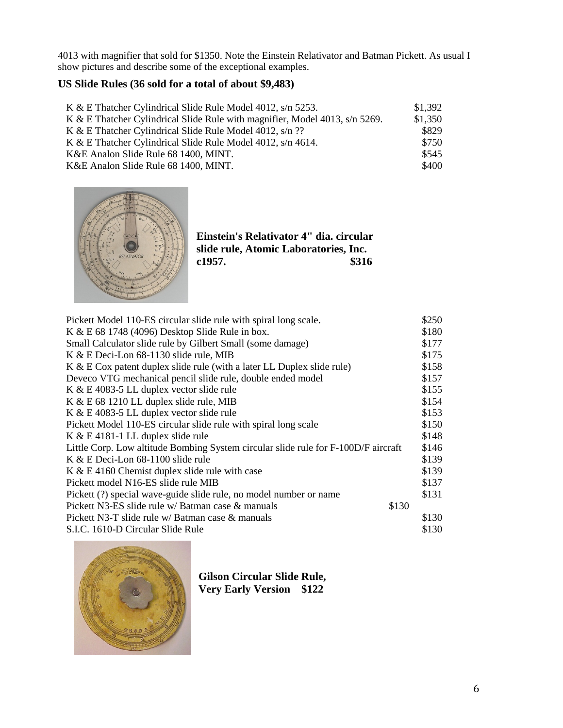4013 with magnifier that sold for $1350. Note the Einstein Relativator and Batman Pickett. As usual I show pictures and describe some of the exceptional examples.

### US Slide Rules (36 sold for a total of about $9,483)

| | |
|---|---|
| K & E Thatcher Cylindrical Slide Rule Model 4012, s/n 5253. | $1,392 |
| K & E Thatcher Cylindrical Slide Rule with magnifier, Model 4013, s/n 5269. | $1,350 |
| K & E Thatcher Cylindrical Slide Rule Model 4012, s/n ?? | $829 |
| K & E Thatcher Cylindrical Slide Rule Model 4012, s/n 4614. | $750 |
| K&E Analon Slide Rule 68 1400, MINT. | $545 |
| K&E Analon Slide Rule 68 1400, MINT. | $400 |

**Einstein's Relativator 4" dia. circular slide rule, Atomic Laboratories, Inc. c1957. $316**

| | |
|---|---|
| Pickett Model 110-ES circular slide rule with spiral long scale. | $250 |
| K & E 68 1748 (4096) Desktop Slide Rule in box. | $180 |
| Small Calculator slide rule by Gilbert Small (some damage) | $177 |
| K & E Deci-Lon 68-1130 slide rule, MIB | $175 |
| K & E Cox patent duplex slide rule (with a later LL Duplex slide rule) | $158 |
| Deveco VTG mechanical pencil slide rule, double ended model | $157 |
| K & E 4083-5 LL duplex vector slide rule | $155 |
| K & E 68 1210 LL duplex slide rule, MIB | $154 |
| K & E 4083-5 LL duplex vector slide rule | $153 |
| Pickett Model 110-ES circular slide rule with spiral long scale | $150 |
| K & E 4181-1 LL duplex slide rule | $148 |
| Little Corp. Low altitude Bombing System circular slide rule for F-100D/F aircraft | $146 |
| K & E Deci-Lon 68-1100 slide rule | $139 |
| K & E 4160 Chemist duplex slide rule with case | $139 |
| Pickett model N16-ES slide rule MIB | $137 |
| Pickett (?) special wave-guide slide rule, no model number or name | $131 |
| Pickett N3-ES slide rule w/ Batman case & manuals | $130 |
| Pickett N3-T slide rule w/ Batman case & manuals | $130 |
| S.I.C. 1610-D Circular Slide Rule | $130 |

**Gilson Circular Slide Rule, Very Early Version $122**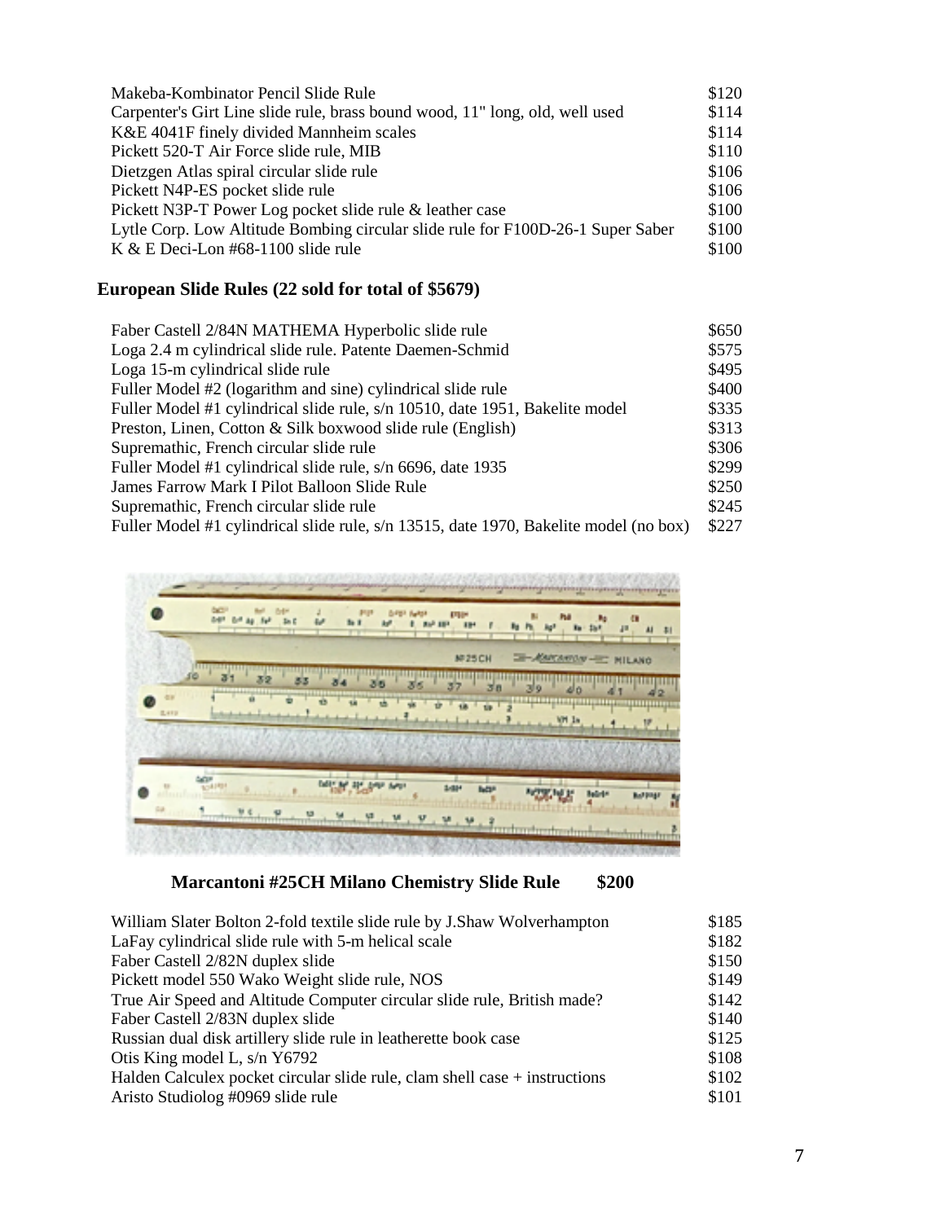| | |
|---|---|
| Makeba-Kombinator Pencil Slide Rule | $120 |
| Carpenter's Girt Line slide rule, brass bound wood, 11" long, old, well used | $114 |
| K&E 4041F finely divided Mannheim scales | $114 |
| Pickett 520-T Air Force slide rule, MIB | $110 |
| Dietzgen Atlas spiral circular slide rule | $106 |
| Pickett N4P-ES pocket slide rule | $106 |
| Pickett N3P-T Power Log pocket slide rule & leather case | $100 |
| Lytle Corp. Low Altitude Bombing circular slide rule for F100D-26-1 Super Saber | $100 |
| K & E Deci-Lon #68-1100 slide rule | $100 |

## European Slide Rules (22 sold for total of $5679)

| | |
|---|---|
| Faber Castell 2/84N MATHEMA Hyperbolic slide rule | $650 |
| Loga 2.4 m cylindrical slide rule. Patente Daemen-Schmid | $575 |
| Loga 15-m cylindrical slide rule | $495 |
| Fuller Model #2 (logarithm and sine) cylindrical slide rule | $400 |
| Fuller Model #1 cylindrical slide rule, s/n 10510, date 1951, Bakelite model | $335 |
| Preston, Linen, Cotton & Silk boxwood slide rule (English) | $313 |
| Supremathic, French circular slide rule | $306 |
| Fuller Model #1 cylindrical slide rule, s/n 6696, date 1935 | $299 |
| James Farrow Mark I Pilot Balloon Slide Rule | $250 |
| Supremathic, French circular slide rule | $245 |
| Fuller Model #1 cylindrical slide rule, s/n 13515, date 1970, Bakelite model (no box) | $227 |

**Marcantoni #25CH Milano Chemistry Slide Rule $200**

| | |
|---|---|
| William Slater Bolton 2-fold textile slide rule by J.Shaw Wolverhampton | $185 |
| LaFay cylindrical slide rule with 5-m helical scale | $182 |
| Faber Castell 2/82N duplex slide | $150 |
| Pickett model 550 Wako Weight slide rule, NOS | $149 |
| True Air Speed and Altitude Computer circular slide rule, British made? | $142 |
| Faber Castell 2/83N duplex slide | $140 |
| Russian dual disk artillery slide rule in leatherette book case | $125 |
| Otis King model L, s/n Y6792 | $108 |
| Halden Calculex pocket circular slide rule, clam shell case + instructions | $102 |
| Aristo Studiolog #0969 slide rule | $101 |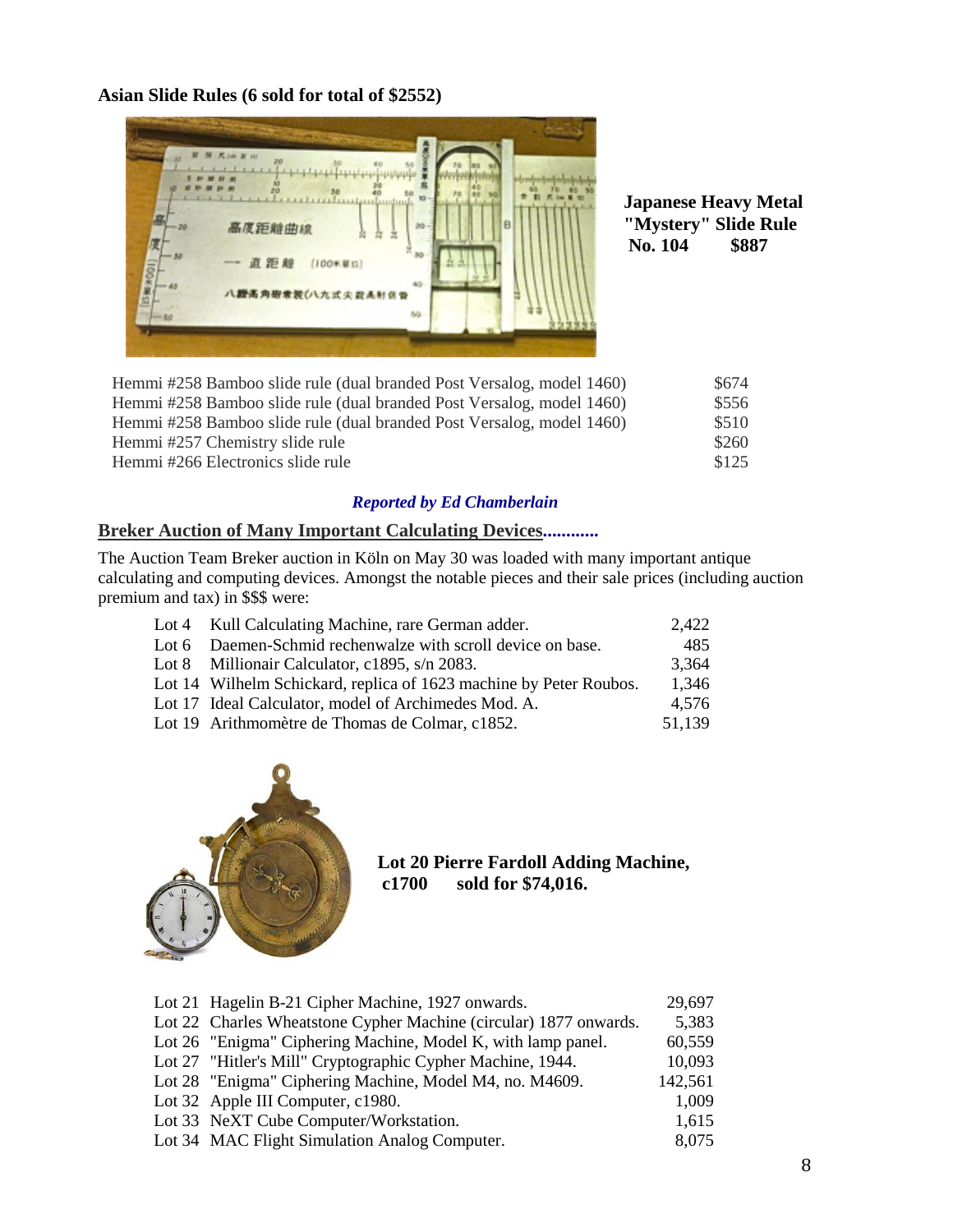**Asian Slide Rules (6 sold for total of $2552)**

**Japanese Heavy Metal "Mystery" Slide Rule No. 104 $887**

| | |
|---|---|
| Hemmi #258 Bamboo slide rule (dual branded Post Versalog, model 1460) | $674 |
| Hemmi #258 Bamboo slide rule (dual branded Post Versalog, model 1460) | $556 |
| Hemmi #258 Bamboo slide rule (dual branded Post Versalog, model 1460) | $510 |
| Hemmi #257 Chemistry slide rule | $260 |
| Hemmi #266 Electronics slide rule | $125 |

***Reported by Ed Chamberlain***

## Breker Auction of Many Important Calculating Devices............

The Auction Team Breker auction in Köln on May 30 was loaded with many important antique calculating and computing devices. Amongst the notable pieces and their sale prices (including auction premium and tax) in $$$ were:

| | | |
|---|---|---|
| Lot 4 | Kull Calculating Machine, rare German adder. | 2,422 |
| Lot 6 | Daemen-Schmid rechenwalze with scroll device on base. | 485 |
| Lot 8 | Millionair Calculator, c1895, s/n 2083. | 3,364 |
| Lot 14 | Wilhelm Schickard, replica of 1623 machine by Peter Roubos. | 1,346 |
| Lot 17 | Ideal Calculator, model of Archimedes Mod. A. | 4,576 |
| Lot 19 | Arithmomètre de Thomas de Colmar, c1852. | 51,139 |

**Lot 20 Pierre Fardoll Adding Machine, c1700 sold for $74,016.**

| | | |
|---|---|---|
| Lot 21 | Hagelin B-21 Cipher Machine, 1927 onwards. | 29,697 |
| Lot 22 | Charles Wheatstone Cypher Machine (circular) 1877 onwards. | 5,383 |
| Lot 26 | "Enigma" Ciphering Machine, Model K, with lamp panel. | 60,559 |
| Lot 27 | "Hitler's Mill" Cryptographic Cypher Machine, 1944. | 10,093 |
| Lot 28 | "Enigma" Ciphering Machine, Model M4, no. M4609. | 142,561 |
| Lot 32 | Apple III Computer, c1980. | 1,009 |
| Lot 33 | NeXT Cube Computer/Workstation. | 1,615 |
| Lot 34 | MAC Flight Simulation Analog Computer. | 8,075 |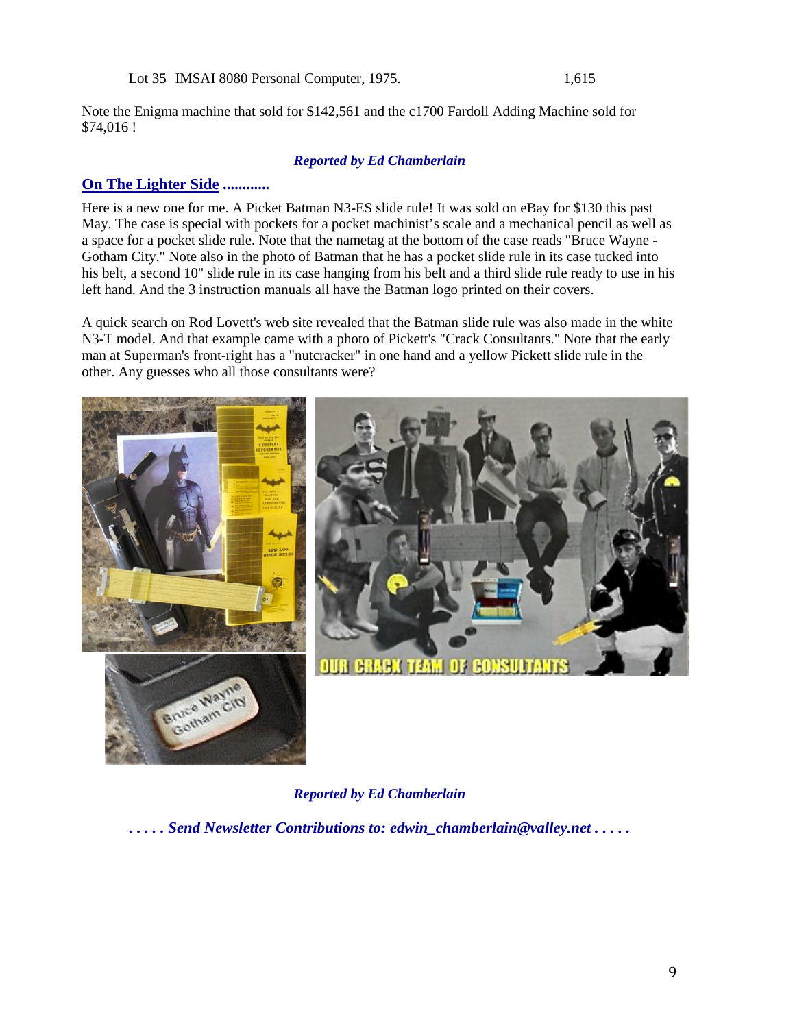Lot 35 IMSAI 8080 Personal Computer, 1975. 1,615

Note the Enigma machine that sold for $142,561 and the c1700 Fardoll Adding Machine sold for $74,016 !

***Reported by Ed Chamberlain***

## On The Lighter Side ............

Here is a new one for me. A Picket Batman N3-ES slide rule! It was sold on eBay for $130 this past May. The case is special with pockets for a pocket machinist's scale and a mechanical pencil as well as a space for a pocket slide rule. Note that the nametag at the bottom of the case reads "Bruce Wayne - Gotham City." Note also in the photo of Batman that he has a pocket slide rule in its case tucked into his belt, a second 10" slide rule in its case hanging from his belt and a third slide rule ready to use in his left hand. And the 3 instruction manuals all have the Batman logo printed on their covers.

A quick search on Rod Lovett's web site revealed that the Batman slide rule was also made in the white N3-T model. And that example came with a photo of Pickett's "Crack Consultants." Note that the early man at Superman's front-right has a "nutcracker" in one hand and a yellow Pickett slide rule in the other. Any guesses who all those consultants were?

***Reported by Ed Chamberlain***

***. . . . . Send Newsletter Contributions to: edwin_chamberlain@valley.net . . . . .***